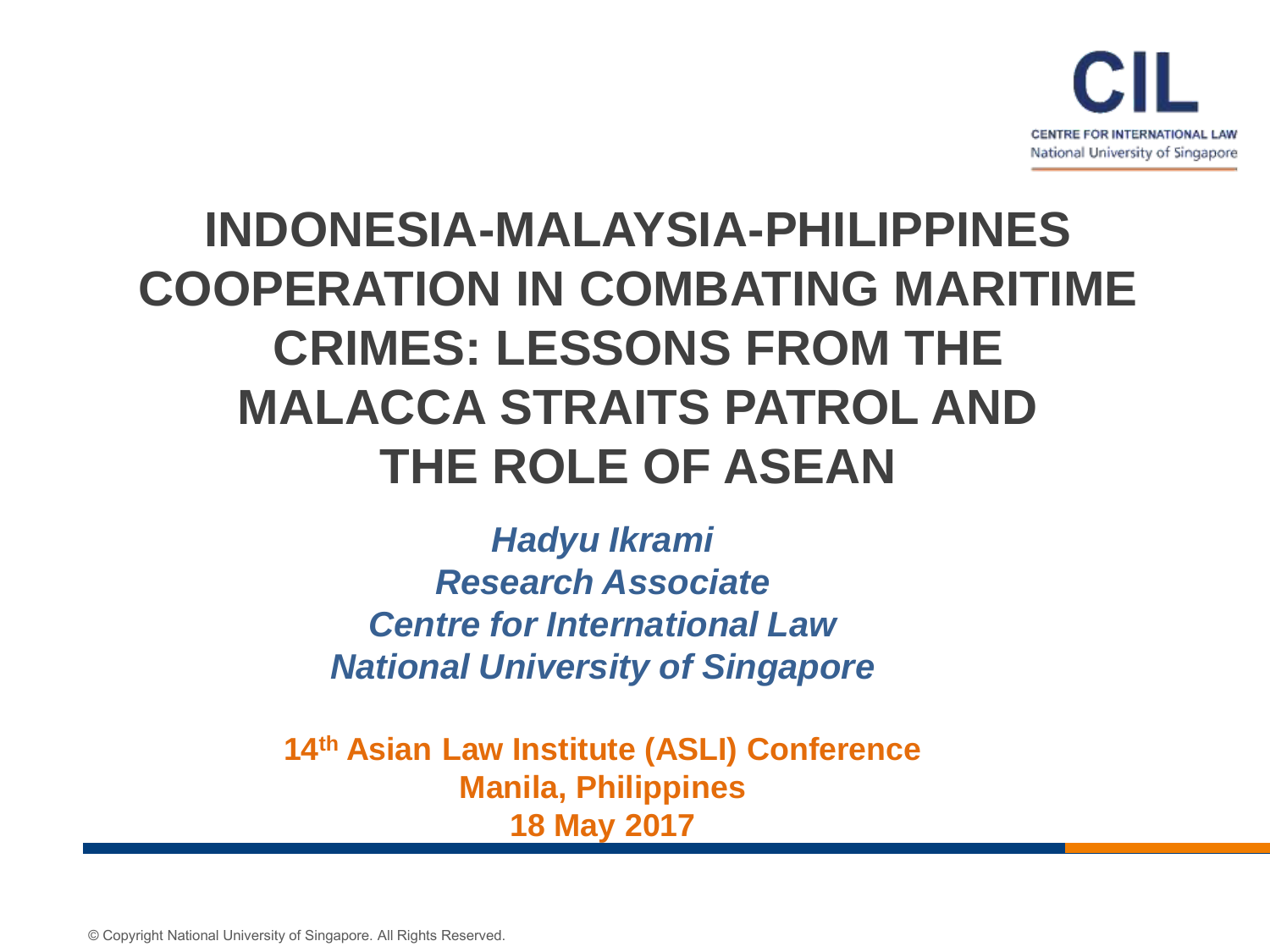CIL

CENTRE FOR INTERNATIONAL LAW
National University of Singapore

# INDONESIA-MALAYSIA-PHILIPPINES COOPERATION IN COMBATING MARITIME CRIMES: LESSONS FROM THE MALACCA STRAITS PATROL AND THE ROLE OF ASEAN

***Hadyu Ikrami***
***Research Associate***
***Centre for International Law***
***National University of Singapore***

**14th Asian Law Institute (ASLI) Conference**
**Manila, Philippines**
**18 May 2017**

© Copyright National University of Singapore. All Rights Reserved.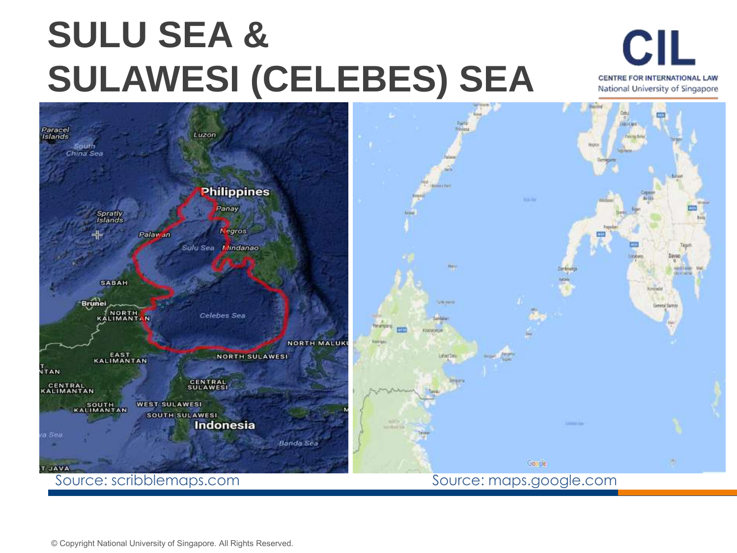# SULU SEA & SULAWESI (CELEBES) SEA

Source: scribblemaps.com

Source: maps.google.com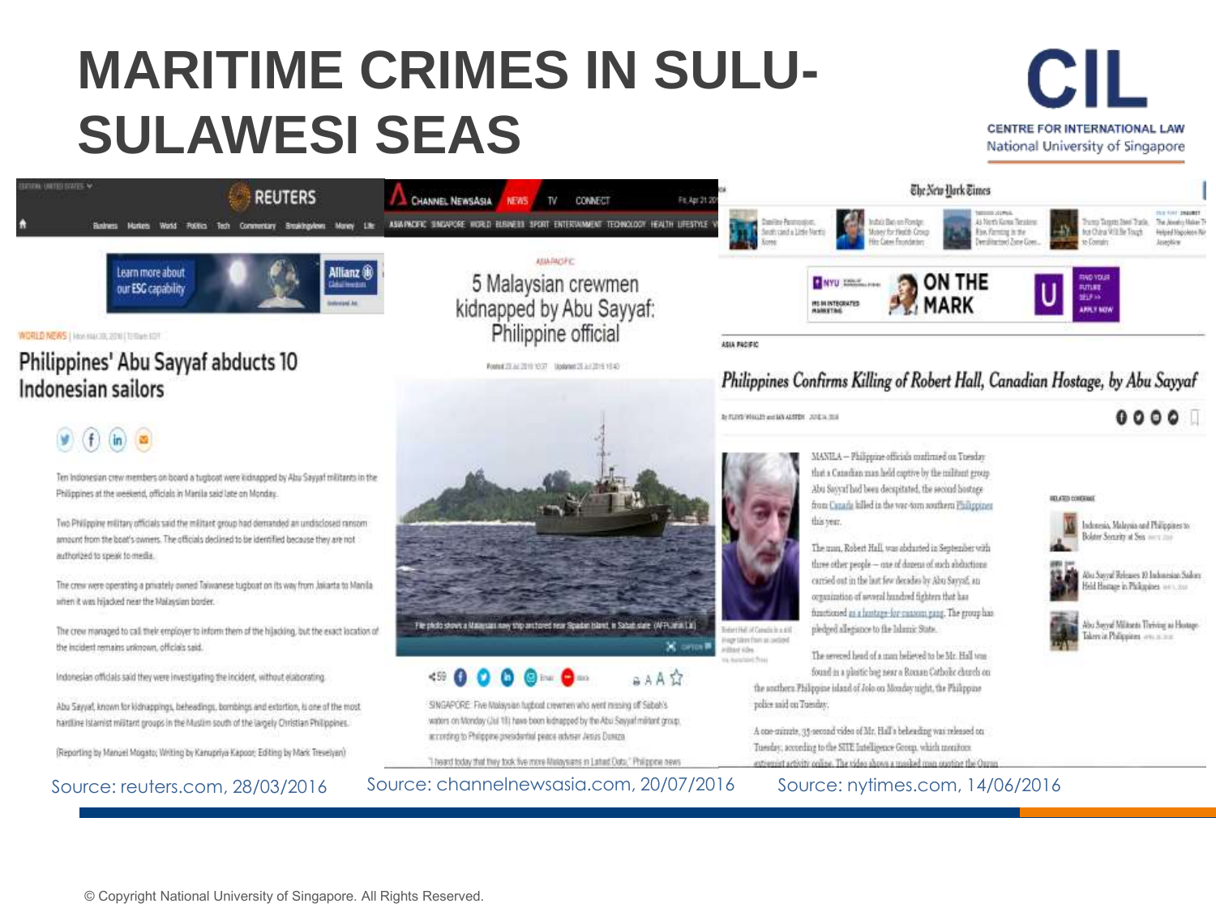# MARITIME CRIMES IN SULU-SULAWESI SEAS

CIL
CENTRE FOR INTERNATIONAL LAW
National University of Singapore

## Philippines' Abu Sayyaf abducts 10 Indonesian sailors

Ten Indonesian crew members on board a tugboat were kidnapped by Abu Sayyaf militants in the Philippines at the weekend, officials in Manila said late on Monday.

Two Philippine military officials said the militant group had demanded an undisclosed ransom amount from the boat's owners. The officials declined to be identified because they are not authorized to speak to media.

The crew were operating a privately owned Taiwanese tugboat on its way from Jakarta to Manila when it was hijacked near the Malaysian border.

The crew managed to call their employer to inform them of the hijacking, but the exact location of the incident remains unknown, officials said.

Indonesian officials said they were investigating the incident, without elaborating.

Abu Sayyaf, known for kidnappings, beheadings, bombings and extortion, is one of the most hardline Islamist militant groups in the Muslim south of the largely Christian Philippines.

(Reporting by Manuel Mogato; Writing by Kanupriya Kapoor; Editing by Mark Trevelyan)

Source: reuters.com, 28/03/2016

## 5 Malaysian crewmen kidnapped by Abu Sayyaf: Philippine official

File photo shows a Malaysian navy ship anchored near Sipadan island, in Sabah state. (AFP/Jam Lai)

SINGAPORE: Five Malaysian tugboat crewmen who went missing off Sabah's waters on Monday (Jul 18) have been kidnapped by the Abu Sayyaf militant group, according to Philippine presidential peace adviser Jesus Dureza.

"I heard today that they took five more Malaysians in Lahad Datu," Philippine news

Source: channelnewsasia.com, 20/07/2016

## Philippines Confirms Killing of Robert Hall, Canadian Hostage, by Abu Sayyaf

MANILA — Philippine officials confirmed on Tuesday that a Canadian man held captive by the militant group Abu Sayyaf had been decapitated, the second hostage from Canada killed in the war-torn southern Philippines this year.

The man, Robert Hall, was abducted in September with three other people — one of dozens of such abductions carried out in the last few decades by Abu Sayyaf, an organization of several hundred fighters that has functioned as a hostage-for-ransom gang. The group has pledged allegiance to the Islamic State.

The severed head of a man believed to be Mr. Hall was found in a plastic bag near a Roman Catholic church on the southern Philippine island of Jolo on Monday night, the Philippine police said on Tuesday.

A one-minute, 35-second video of Mr. Hall's beheading was released on Tuesday, according to the SITE Intelligence Group, which monitors extremist activity online. The video shows a masked man quoting the Quran

Source: nytimes.com, 14/06/2016

© Copyright National University of Singapore. All Rights Reserved.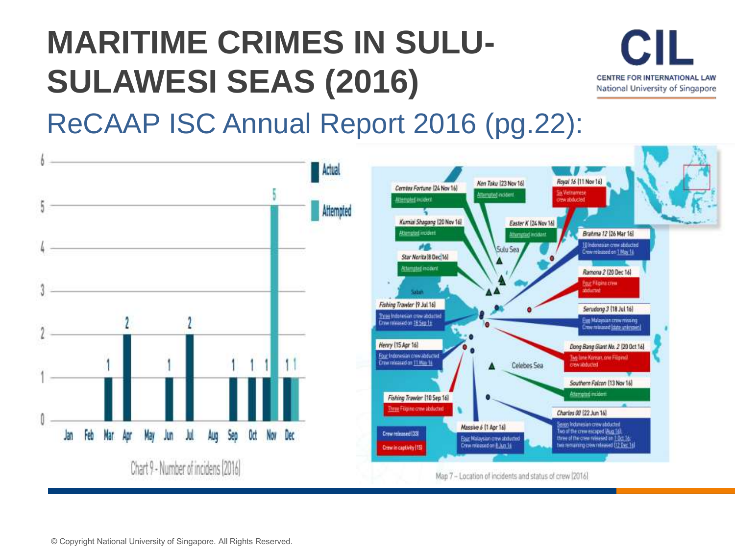# MARITIME CRIMES IN SULU-SULAWESI SEAS (2016)

## ReCAAP ISC Annual Report 2016 (pg.22):

Chart 9 - Number of incidens (2016)

| Month | Actual | Attempted |
|---|---|---|
| Jan | | |
| Feb | | |
| Mar | 1 | |
| Apr | 2 | |
| May | | |
| Jun | 1 | |
| Jul | 2 | |
| Aug | | |
| Sep | 1 | |
| Oct | 1 | |
| Nov | 1 | 5 |
| Dec | 1 | 1 |

- **Cemtex Fortune (24 Nov 16)**: Attempted incident
- **Ken Toku (23 Nov 16)**: Attempted incident
- **Royal 16 (11 Nov 16)**: Six Vietnamese crew abducted
- **Kumial Shagang (20 Nov 16)**: Attempted incident
- **Easter K (24 Nov 16)**: Attempted incident
- **Brahma 12 (26 Mar 16)**: 10 Indonesian crew abducted. Crew released on 1 May 16
- **Star Norita (8 Dec 16)**: Attempted incident
- **Ramona 2 (20 Dec 16)**: Four Filipino crew abducted
- **Fishing Trawler (9 Jul 16)**: Three Indonesian crew abducted. Crew released on 18 Sep 16
- **Serudong 3 (18 Jul 16)**: Five Malaysian crew missing. Crew released (date unknown)
- **Henry (15 Apr 16)**: Four Indonesian crew abducted. Crew released on 11 May 16
- **Dong Bang Giant No. 2 (20 Oct 16)**: Two (one Korean, one Filipino) crew abducted
- **Southern Falcon (13 Nov 16)**: Attempted incident
- **Fishing Trawler (10 Sep 16)**: Three Filipino crew abducted
- **Charles 00 (22 Jun 16)**: Seven Indonesian crew abducted. Two of the crew escaped (Aug 16); three of the crew released on 1 Oct 16; two remaining crew released (12 Dec 16)
- **Massive 6 (1 Apr 16)**: Four Malaysian crew abducted. Crew released on 8 Jun 16

Crew released (33)

Crew in captivity (15)

Map 7 – Location of incidents and status of crew (2016)

© Copyright National University of Singapore. All Rights Reserved.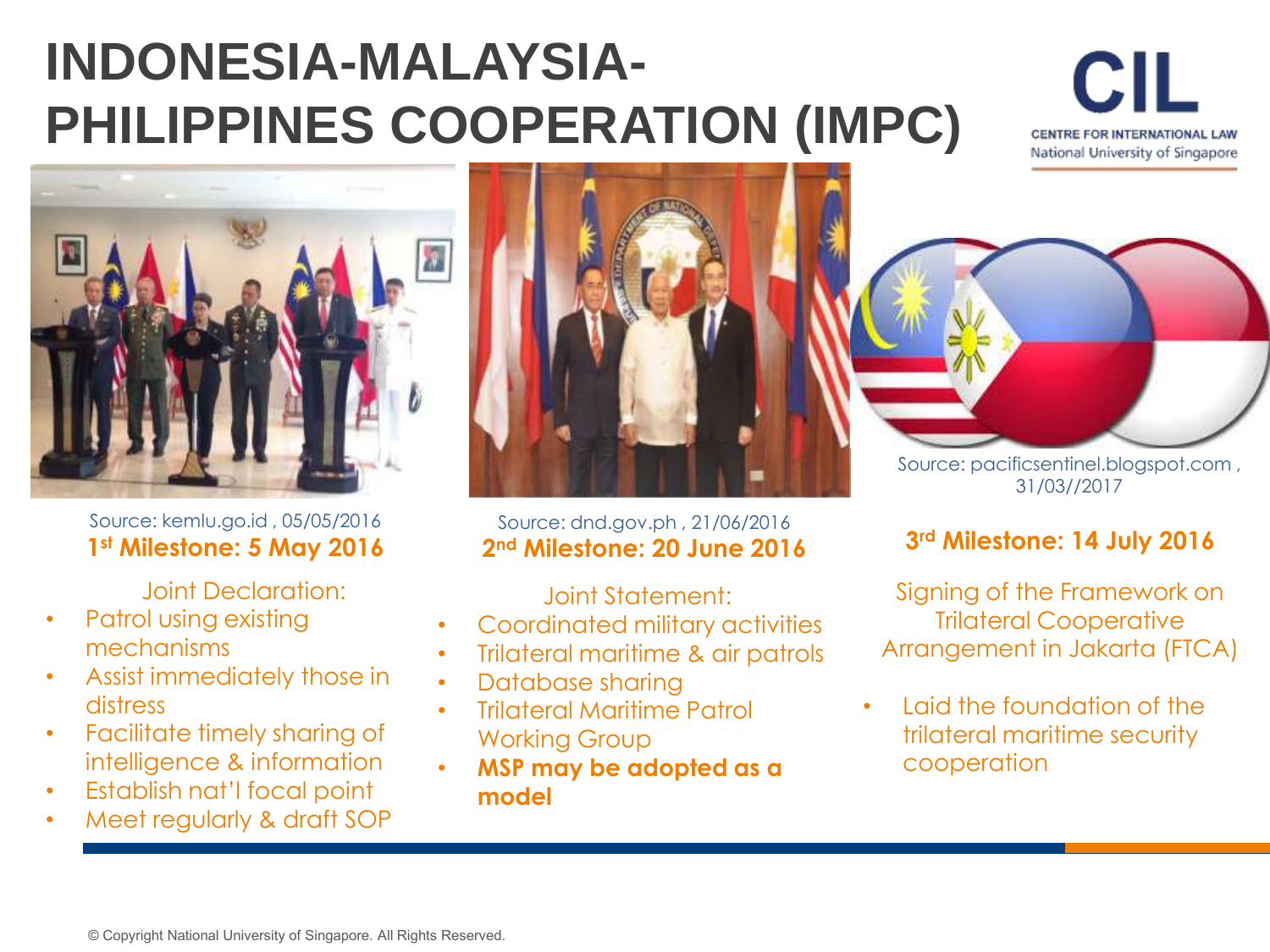# INDONESIA-MALAYSIA-PHILIPPINES COOPERATION (IMPC)

Source: kemlu.go.id , 05/05/2016

**1st Milestone: 5 May 2016**

Joint Declaration:

- Patrol using existing mechanisms
- Assist immediately those in distress
- Facilitate timely sharing of intelligence & information
- Establish nat'l focal point
- Meet regularly & draft SOP

Source: dnd.gov.ph , 21/06/2016

**2nd Milestone: 20 June 2016**

Joint Statement:

- Coordinated military activities
- Trilateral maritime & air patrols
- Database sharing
- Trilateral Maritime Patrol Working Group
- **MSP may be adopted as a model**

Source: pacificsentinel.blogspot.com , 31/03//2017

**3rd Milestone: 14 July 2016**

Signing of the Framework on Trilateral Cooperative Arrangement in Jakarta (FTCA)

- Laid the foundation of the trilateral maritime security cooperation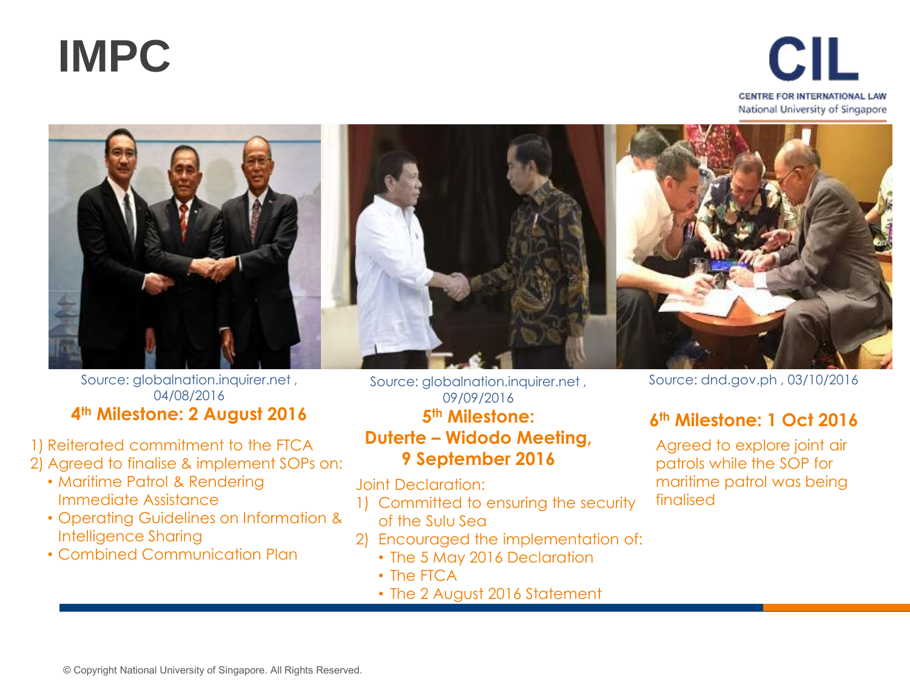# IMPC

CIL
CENTRE FOR INTERNATIONAL LAW
National University of Singapore

Source: globalnation.inquirer.net , 04/08/2016

**4th Milestone: 2 August 2016**

1) Reiterated commitment to the FTCA
2) Agreed to finalise & implement SOPs on:
   - Maritime Patrol & Rendering Immediate Assistance
   - Operating Guidelines on Information & Intelligence Sharing
   - Combined Communication Plan

Source: globalnation.inquirer.net , 09/09/2016

**5th Milestone: Duterte – Widodo Meeting, 9 September 2016**

Joint Declaration:

1) Committed to ensuring the security of the Sulu Sea
2) Encouraged the implementation of:
   - The 5 May 2016 Declaration
   - The FTCA
   - The 2 August 2016 Statement

Source: dnd.gov.ph , 03/10/2016

**6th Milestone: 1 Oct 2016**

Agreed to explore joint air patrols while the SOP for maritime patrol was being finalised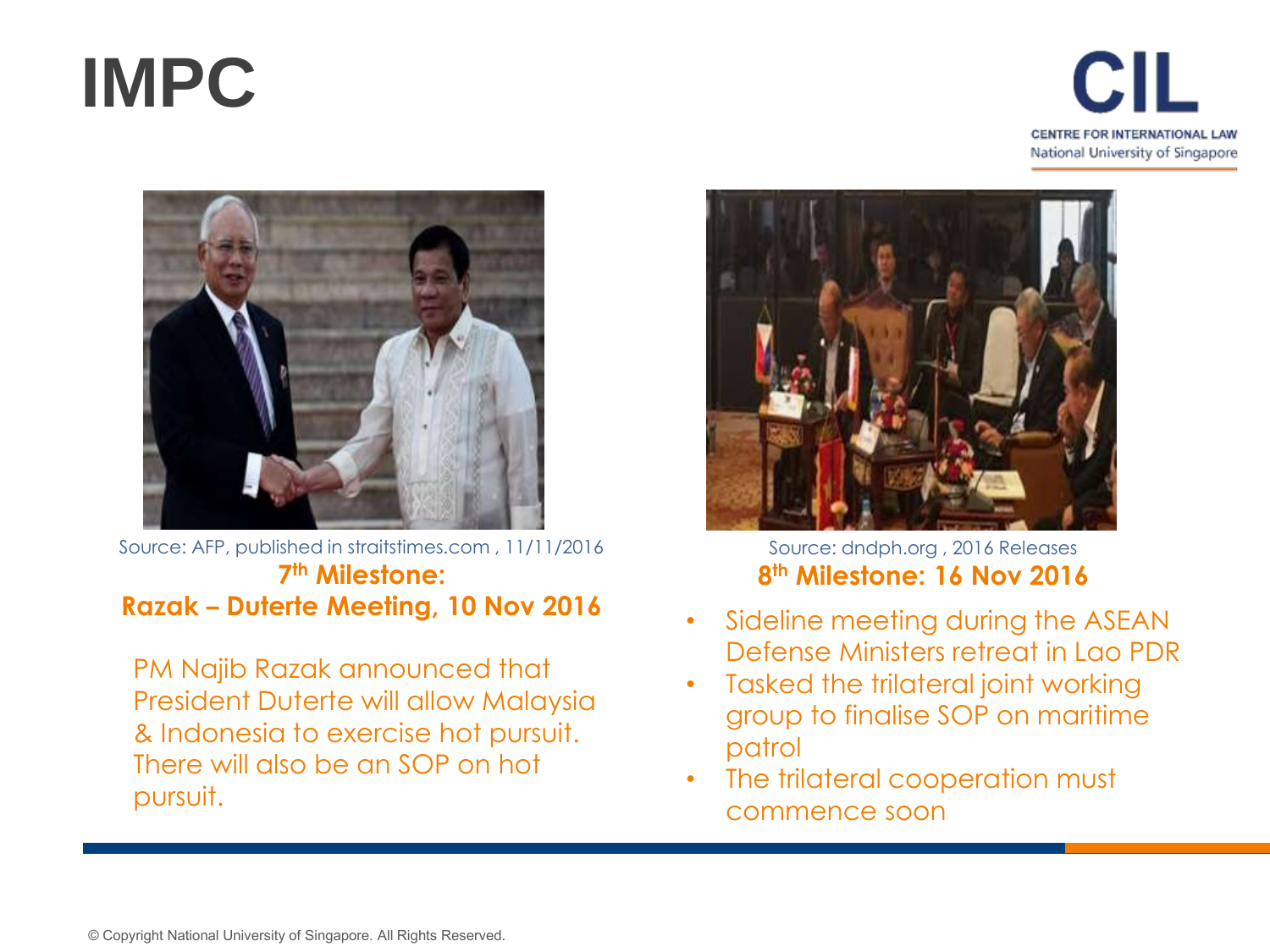# IMPC

CIL
CENTRE FOR INTERNATIONAL LAW
National University of Singapore

Source: AFP, published in straitstimes.com , 11/11/2016

**7th Milestone:**
**Razak – Duterte Meeting, 10 Nov 2016**

PM Najib Razak announced that President Duterte will allow Malaysia & Indonesia to exercise hot pursuit. There will also be an SOP on hot pursuit.

Source: dndph.org , 2016 Releases

**8th Milestone: 16 Nov 2016**

- Sideline meeting during the ASEAN Defense Ministers retreat in Lao PDR
- Tasked the trilateral joint working group to finalise SOP on maritime patrol
- The trilateral cooperation must commence soon

© Copyright National University of Singapore. All Rights Reserved.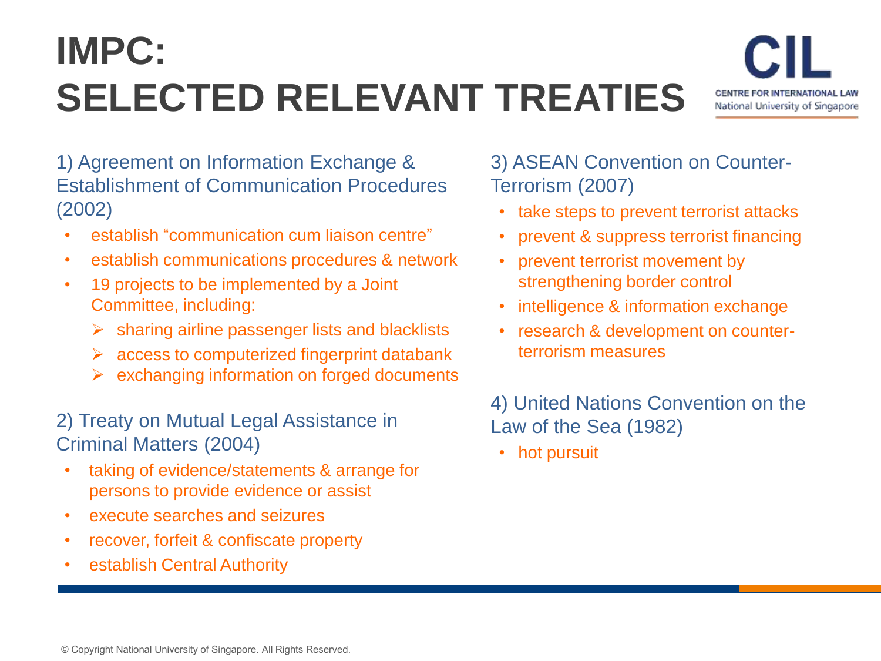# IMPC: SELECTED RELEVANT TREATIES

CENTRE FOR INTERNATIONAL LAW
National University of Singapore

1) Agreement on Information Exchange & Establishment of Communication Procedures (2002)

- establish "communication cum liaison centre"
- establish communications procedures & network
- 19 projects to be implemented by a Joint Committee, including:
  - sharing airline passenger lists and blacklists
  - access to computerized fingerprint databank
  - exchanging information on forged documents

2) Treaty on Mutual Legal Assistance in Criminal Matters (2004)

- taking of evidence/statements & arrange for persons to provide evidence or assist
- execute searches and seizures
- recover, forfeit & confiscate property
- establish Central Authority

3) ASEAN Convention on Counter-Terrorism (2007)

- take steps to prevent terrorist attacks
- prevent & suppress terrorist financing
- prevent terrorist movement by strengthening border control
- intelligence & information exchange
- research & development on counter-terrorism measures

4) United Nations Convention on the Law of the Sea (1982)

- hot pursuit

© Copyright National University of Singapore. All Rights Reserved.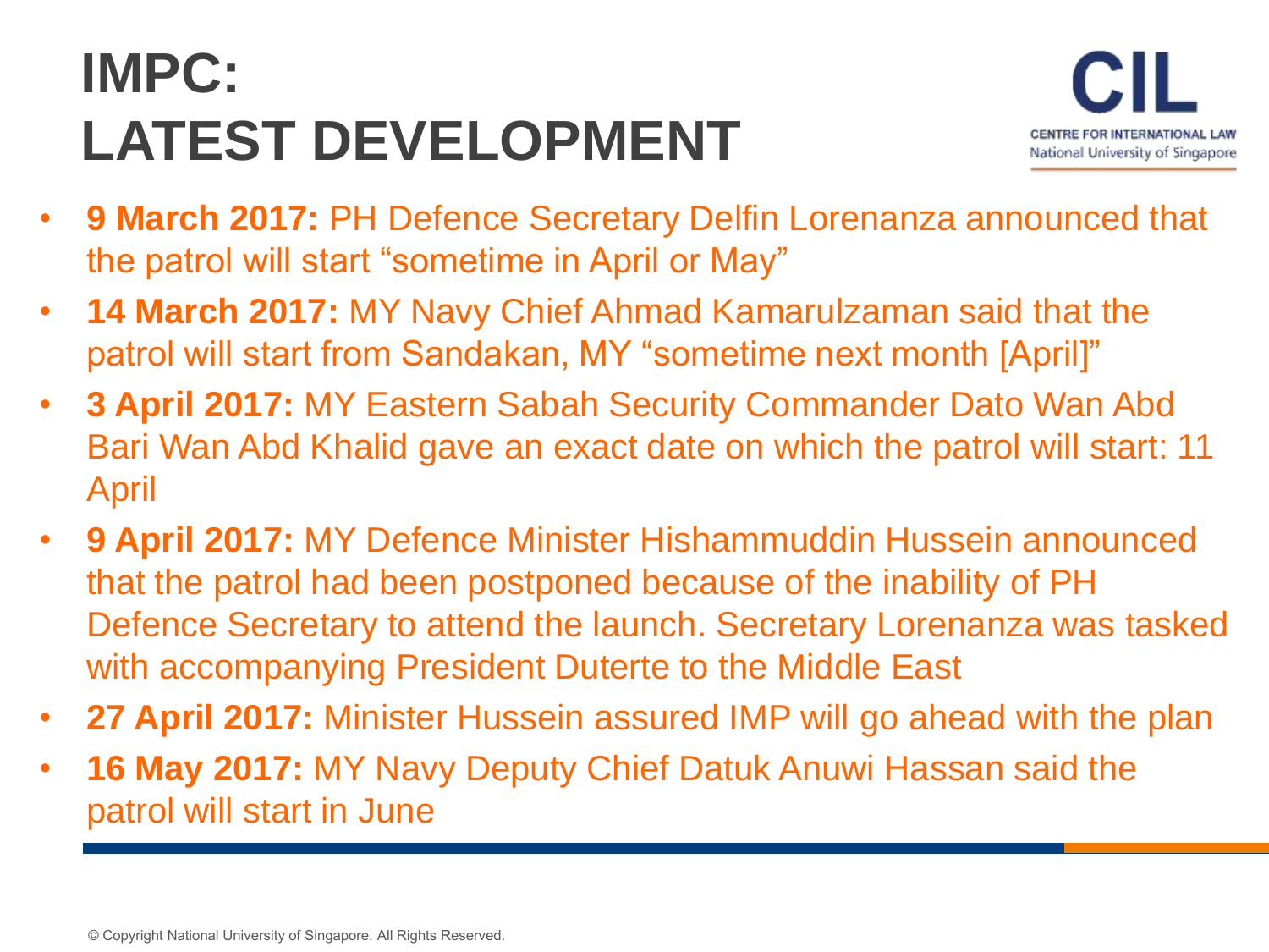# IMPC: LATEST DEVELOPMENT

CIL
CENTRE FOR INTERNATIONAL LAW
National University of Singapore

- **9 March 2017:** PH Defence Secretary Delfin Lorenanza announced that the patrol will start "sometime in April or May"
- **14 March 2017:** MY Navy Chief Ahmad Kamarulzaman said that the patrol will start from Sandakan, MY "sometime next month [April]"
- **3 April 2017:** MY Eastern Sabah Security Commander Dato Wan Abd Bari Wan Abd Khalid gave an exact date on which the patrol will start: 11 April
- **9 April 2017:** MY Defence Minister Hishammuddin Hussein announced that the patrol had been postponed because of the inability of PH Defence Secretary to attend the launch. Secretary Lorenanza was tasked with accompanying President Duterte to the Middle East
- **27 April 2017:** Minister Hussein assured IMP will go ahead with the plan
- **16 May 2017:** MY Navy Deputy Chief Datuk Anuwi Hassan said the patrol will start in June

© Copyright National University of Singapore. All Rights Reserved.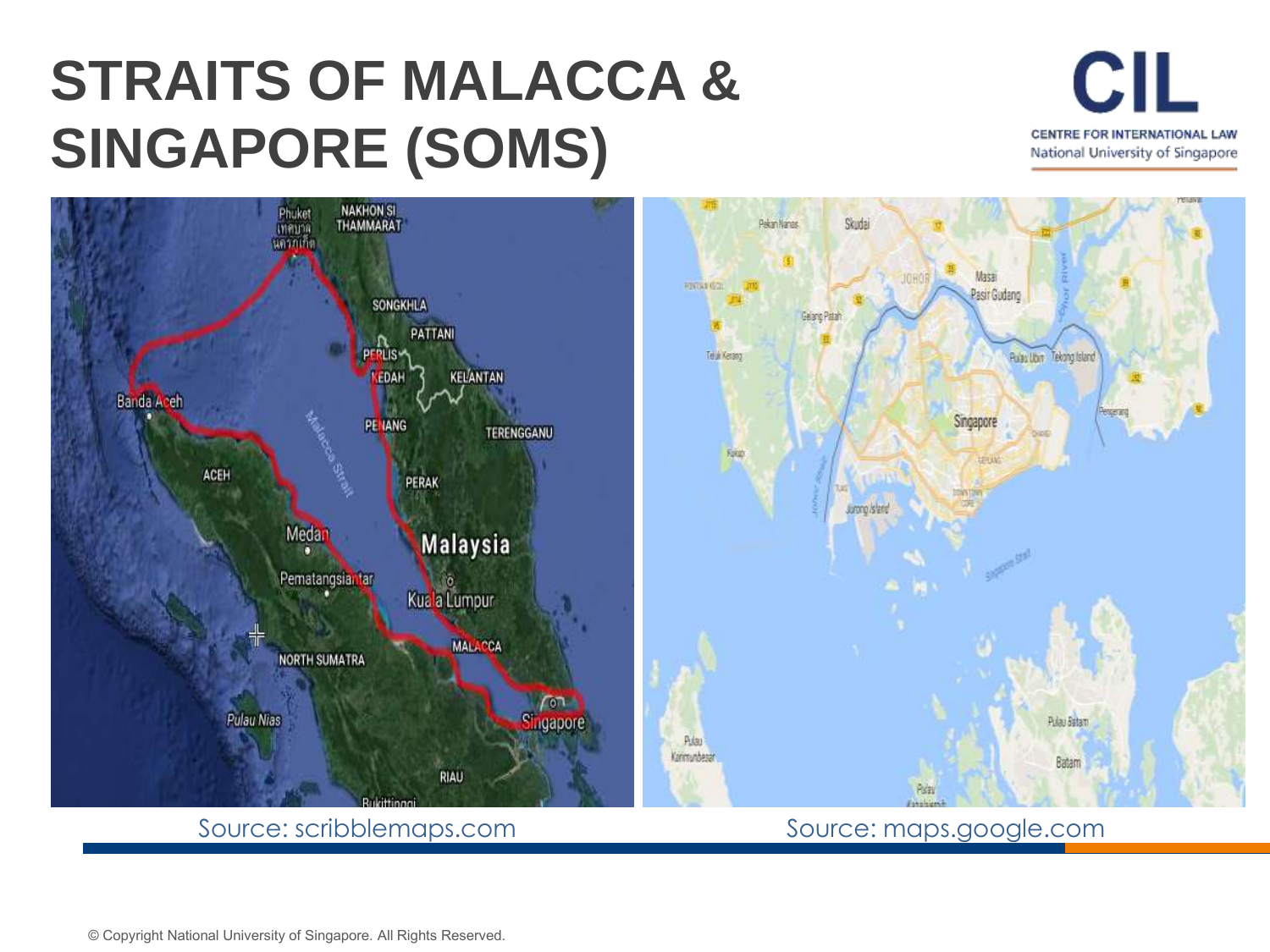# STRAITS OF MALACCA & SINGAPORE (SOMS)

Source: scribblemaps.com

Source: maps.google.com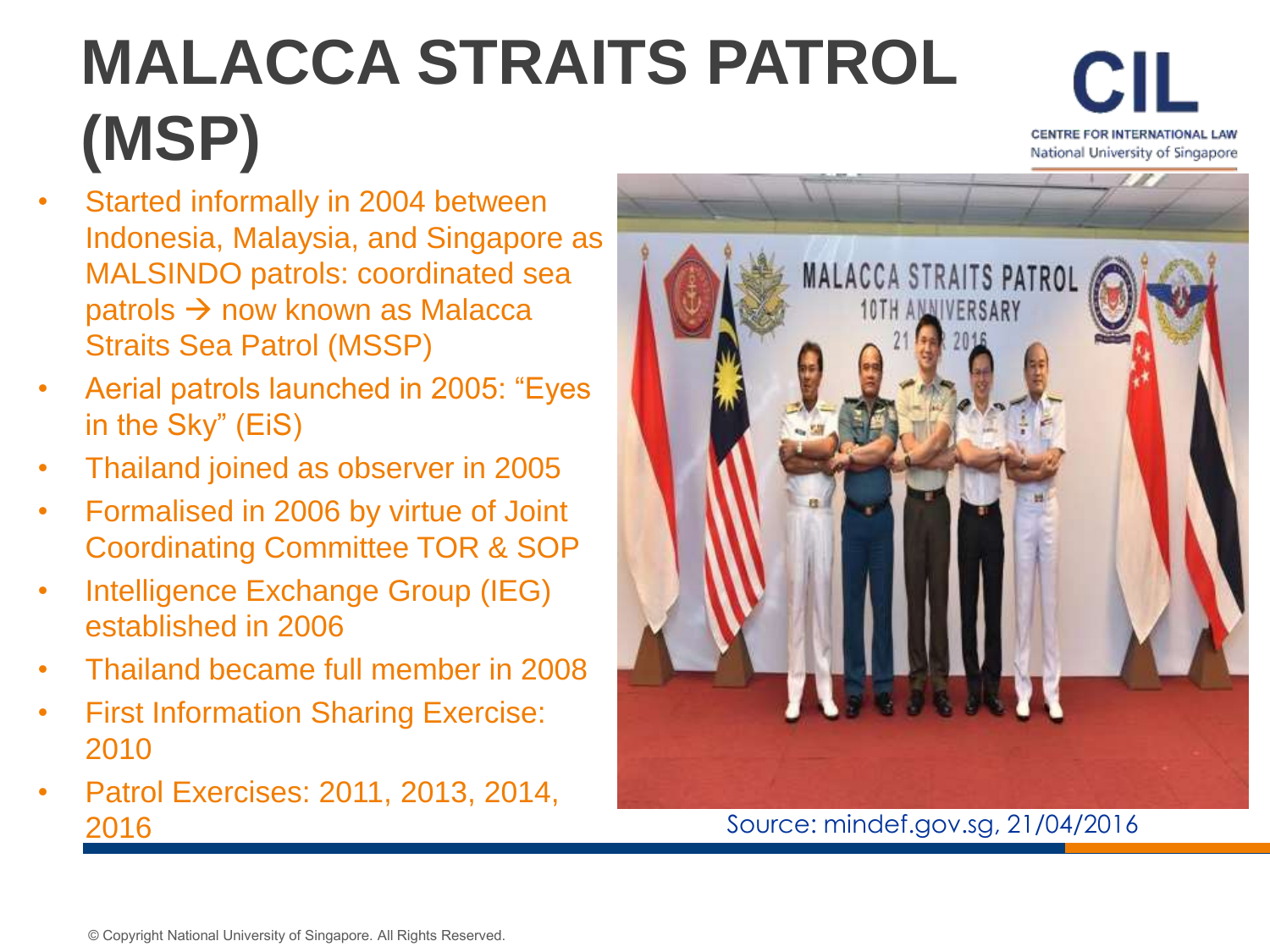# MALACCA STRAITS PATROL (MSP)

- Started informally in 2004 between Indonesia, Malaysia, and Singapore as MALSINDO patrols: coordinated sea patrols → now known as Malacca Straits Sea Patrol (MSSP)
- Aerial patrols launched in 2005: "Eyes in the Sky" (EiS)
- Thailand joined as observer in 2005
- Formalised in 2006 by virtue of Joint Coordinating Committee TOR & SOP
- Intelligence Exchange Group (IEG) established in 2006
- Thailand became full member in 2008
- First Information Sharing Exercise: 2010
- Patrol Exercises: 2011, 2013, 2014, 2016

Source: mindef.gov.sg, 21/04/2016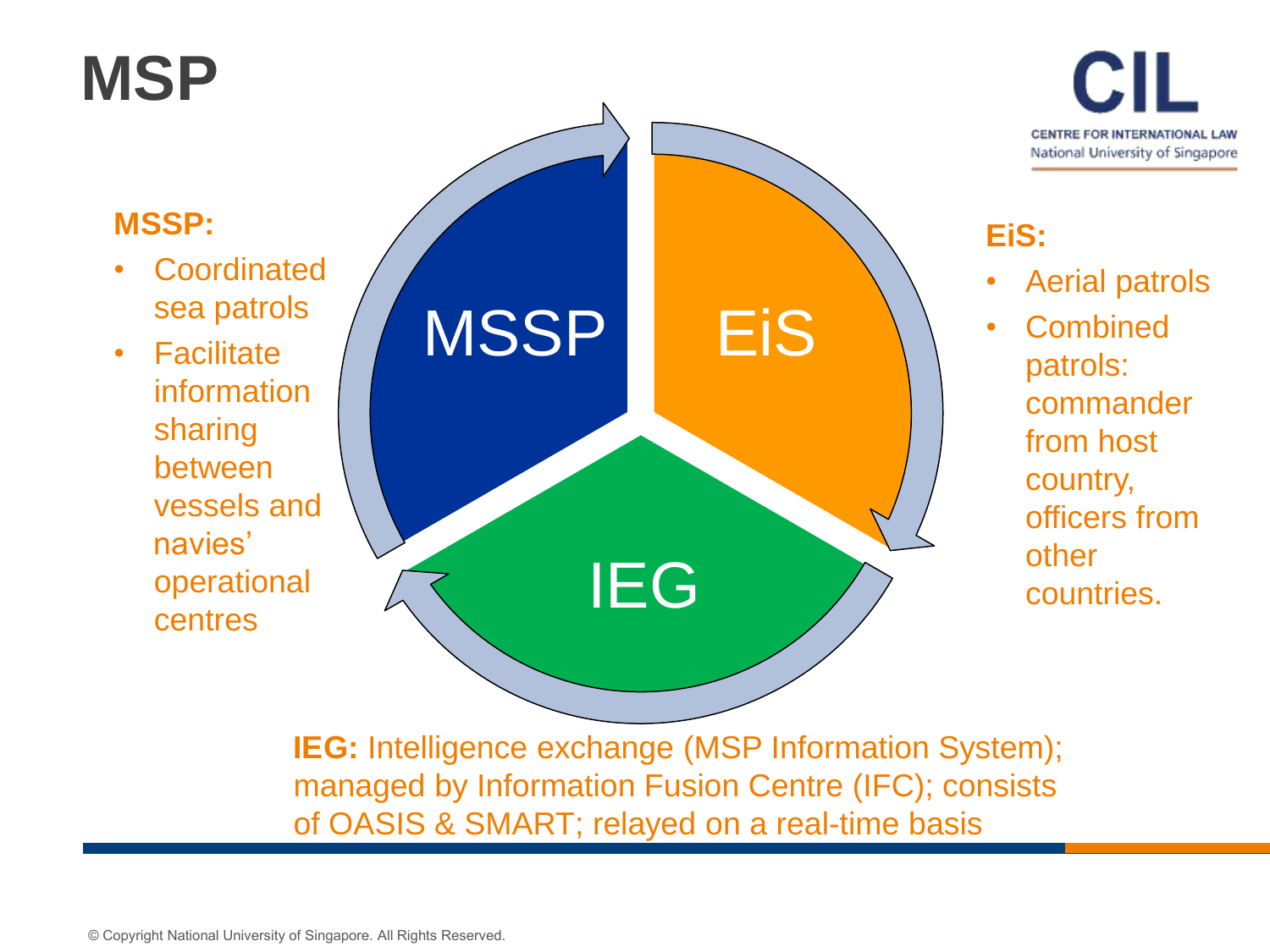# MSP

**MSSP:**

- Coordinated sea patrols
- Facilitate information sharing between vessels and navies' operational centres

MSSP

EiS

IEG

**EiS:**

- Aerial patrols
- Combined patrols: commander from host country, officers from other countries.

**IEG:** Intelligence exchange (MSP Information System); managed by Information Fusion Centre (IFC); consists of OASIS & SMART; relayed on a real-time basis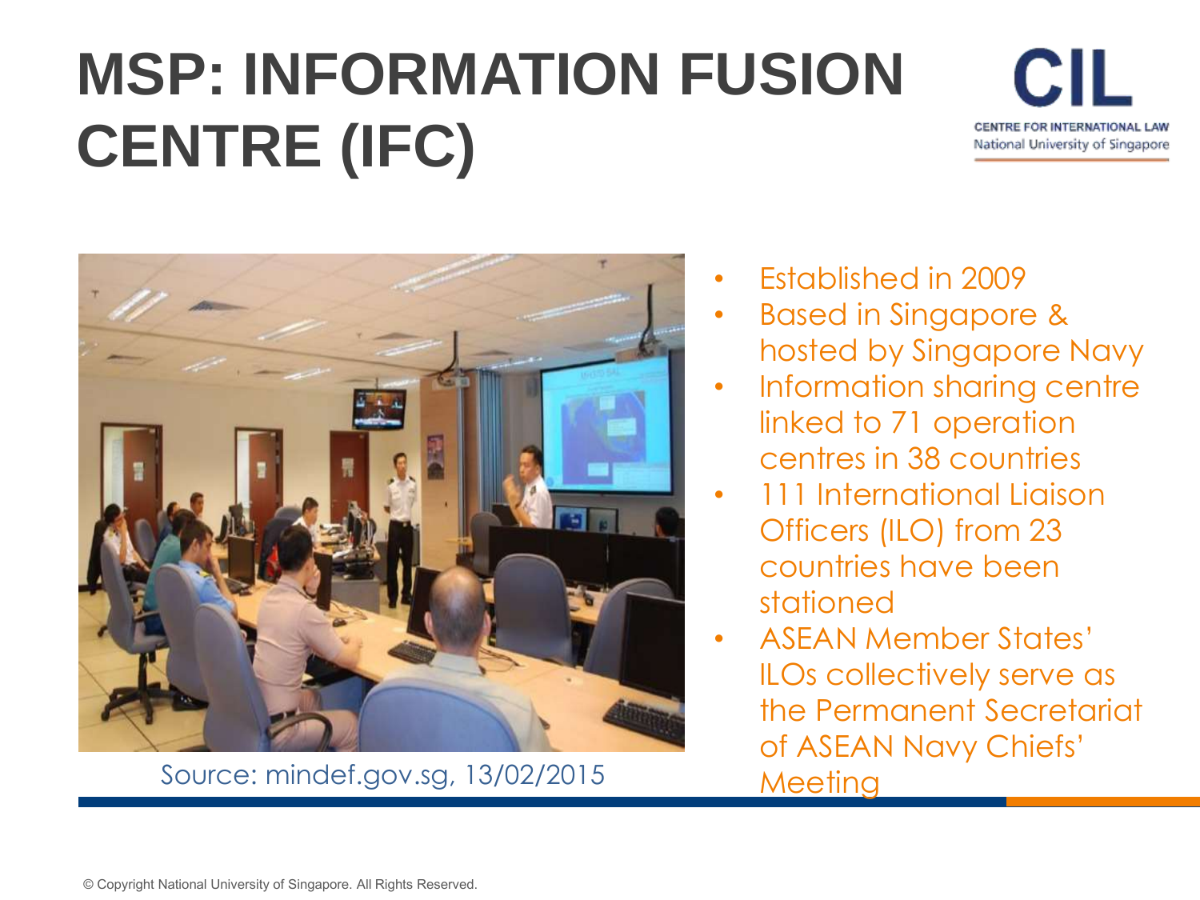# MSP: INFORMATION FUSION CENTRE (IFC)

Source: mindef.gov.sg, 13/02/2015

- Established in 2009
- Based in Singapore & hosted by Singapore Navy
- Information sharing centre linked to 71 operation centres in 38 countries
- 111 International Liaison Officers (ILO) from 23 countries have been stationed
- ASEAN Member States' ILOs collectively serve as the Permanent Secretariat of ASEAN Navy Chiefs' Meeting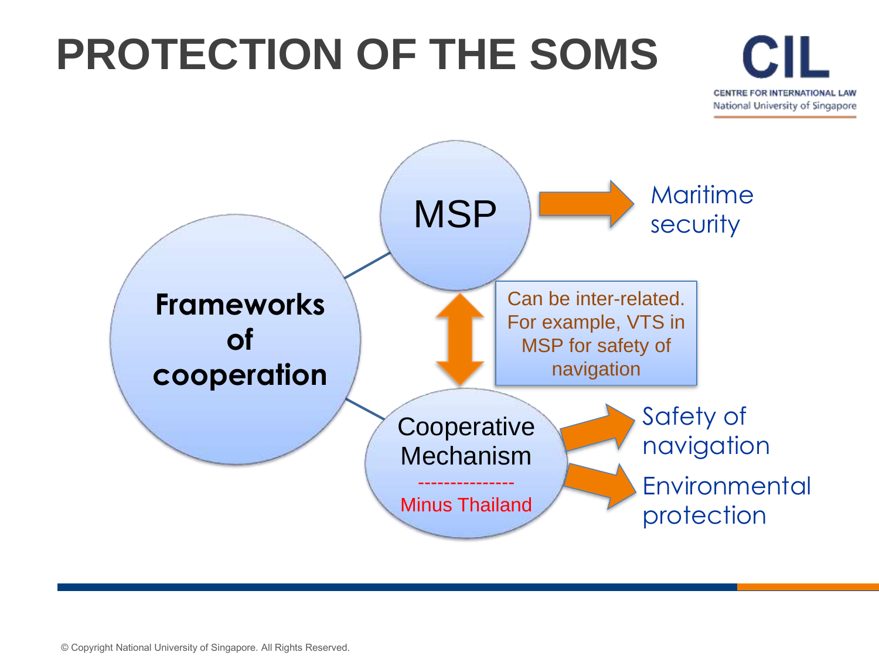# PROTECTION OF THE SOMS

**Frameworks of cooperation**

- MSP → Maritime security
- Cooperative Mechanism (Minus Thailand) → Safety of navigation; Environmental protection

Can be inter-related. For example, VTS in MSP for safety of navigation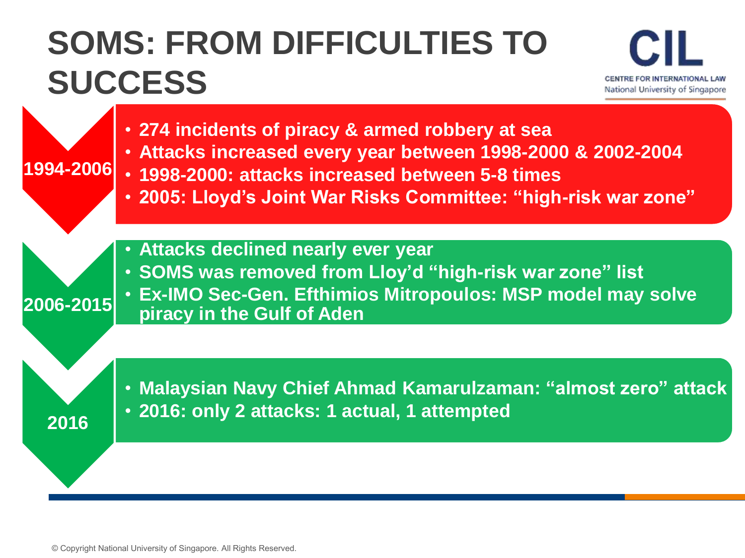# SOMS: FROM DIFFICULTIES TO SUCCESS

CIL
CENTRE FOR INTERNATIONAL LAW
National University of Singapore

**1994-2006**

- **274 incidents of piracy & armed robbery at sea**
- **Attacks increased every year between 1998-2000 & 2002-2004**
- **1998-2000: attacks increased between 5-8 times**
- **2005: Lloyd's Joint War Risks Committee: "high-risk war zone"**

**2006-2015**

- **Attacks declined nearly ever year**
- **SOMS was removed from Lloy'd "high-risk war zone" list**
- **Ex-IMO Sec-Gen. Efthimios Mitropoulos: MSP model may solve piracy in the Gulf of Aden**

**2016**

- **Malaysian Navy Chief Ahmad Kamarulzaman: "almost zero" attack**
- **2016: only 2 attacks: 1 actual, 1 attempted**

© Copyright National University of Singapore. All Rights Reserved.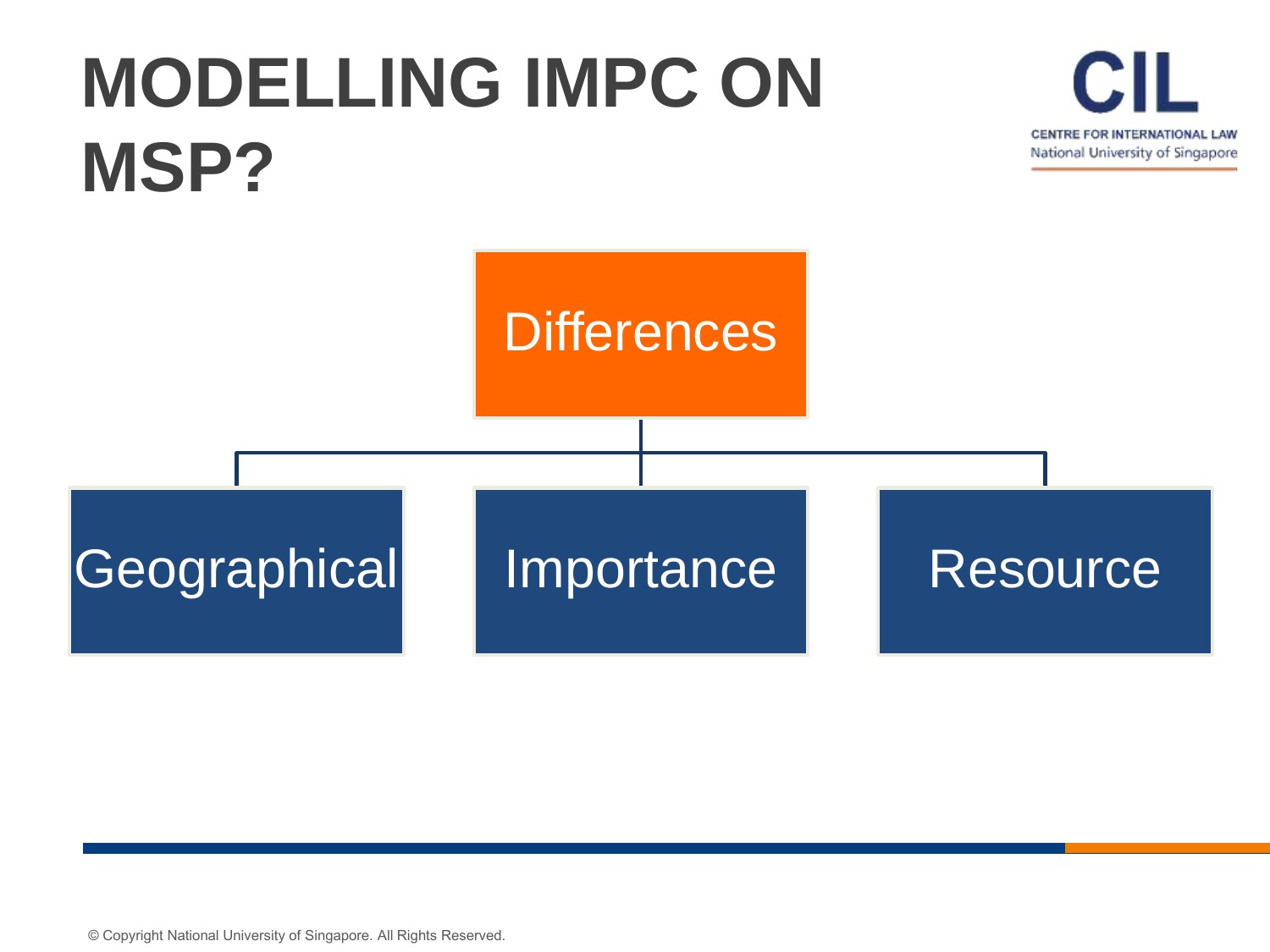# MODELLING IMPC ON MSP?

- Differences
  - Geographical
  - Importance
  - Resource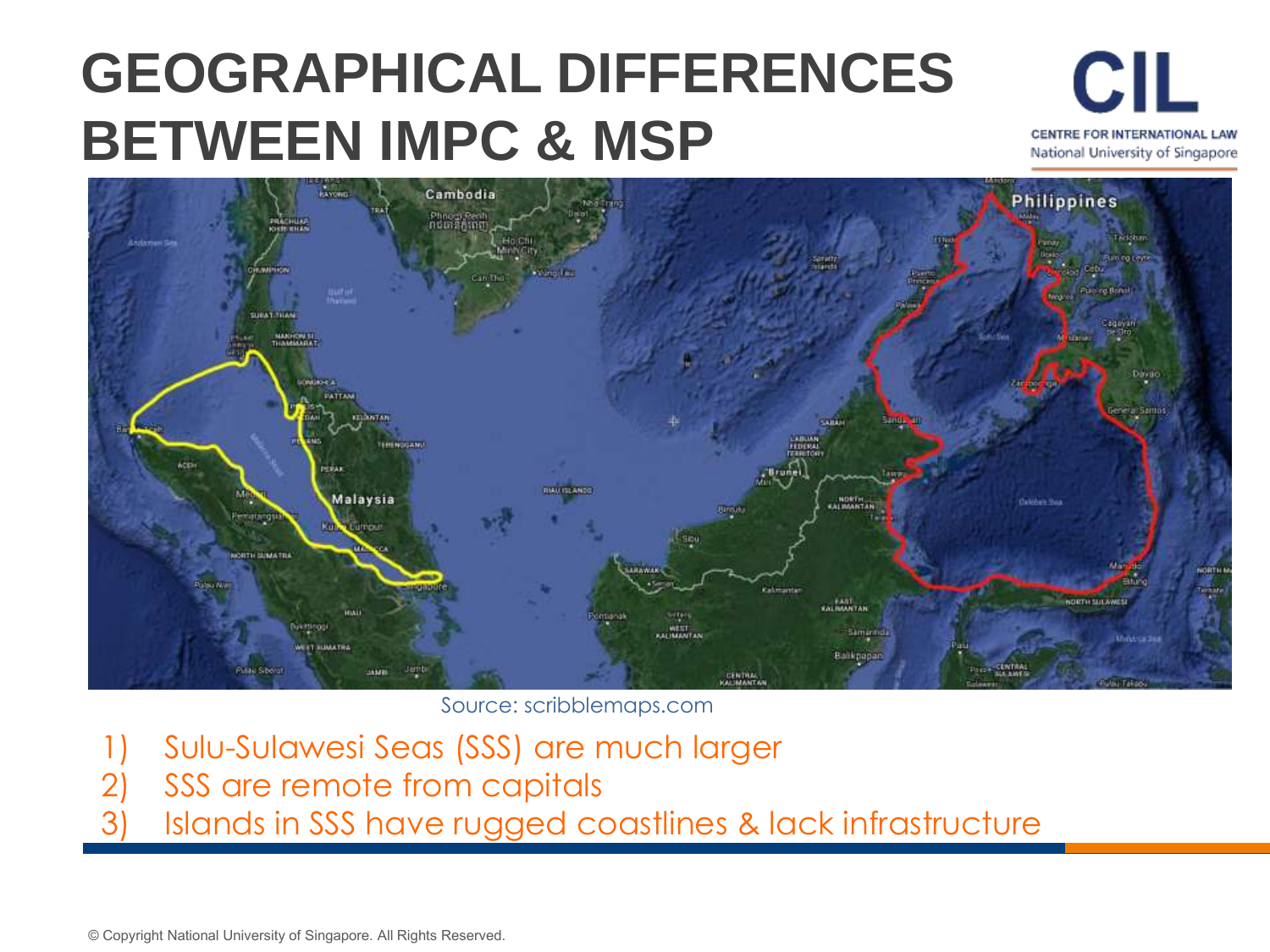# GEOGRAPHICAL DIFFERENCES BETWEEN IMPC & MSP

Source: scribblemaps.com

1) Sulu-Sulawesi Seas (SSS) are much larger
2) SSS are remote from capitals
3) Islands in SSS have rugged coastlines & lack infrastructure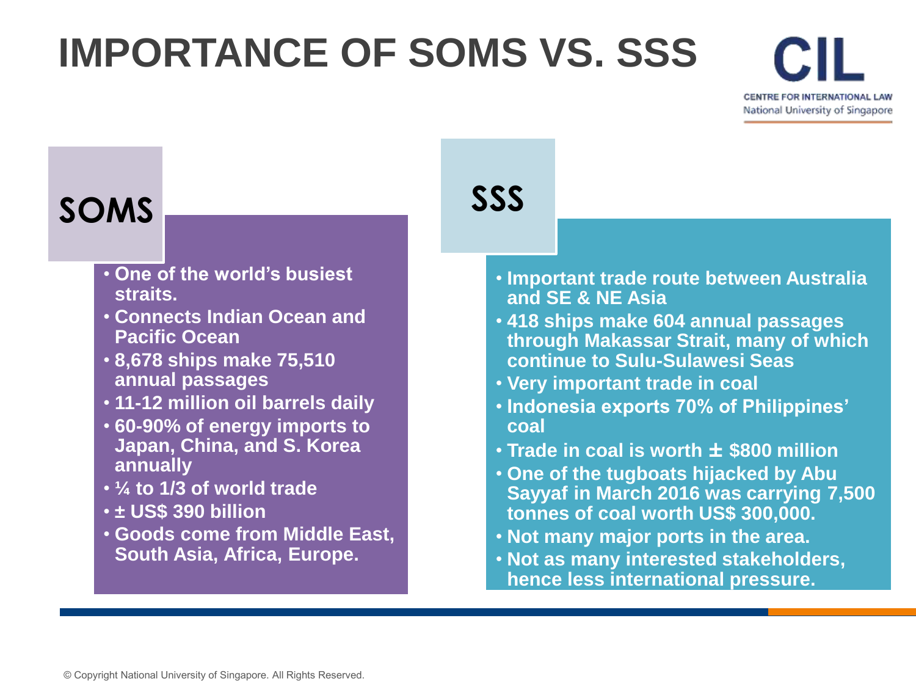# IMPORTANCE OF SOMS VS. SSS

## SOMS

- One of the world's busiest straits.
- Connects Indian Ocean and Pacific Ocean
- 8,678 ships make 75,510 annual passages
- 11-12 million oil barrels daily
- 60-90% of energy imports to Japan, China, and S. Korea annually
- ¼ to 1/3 of world trade
- ± US$ 390 billion
- Goods come from Middle East, South Asia, Africa, Europe.

## SSS

- Important trade route between Australia and SE & NE Asia
- 418 ships make 604 annual passages through Makassar Strait, many of which continue to Sulu-Sulawesi Seas
- Very important trade in coal
- Indonesia exports 70% of Philippines' coal
- Trade in coal is worth ± $800 million
- One of the tugboats hijacked by Abu Sayyaf in March 2016 was carrying 7,500 tonnes of coal worth US$ 300,000.
- Not many major ports in the area.
- Not as many interested stakeholders, hence less international pressure.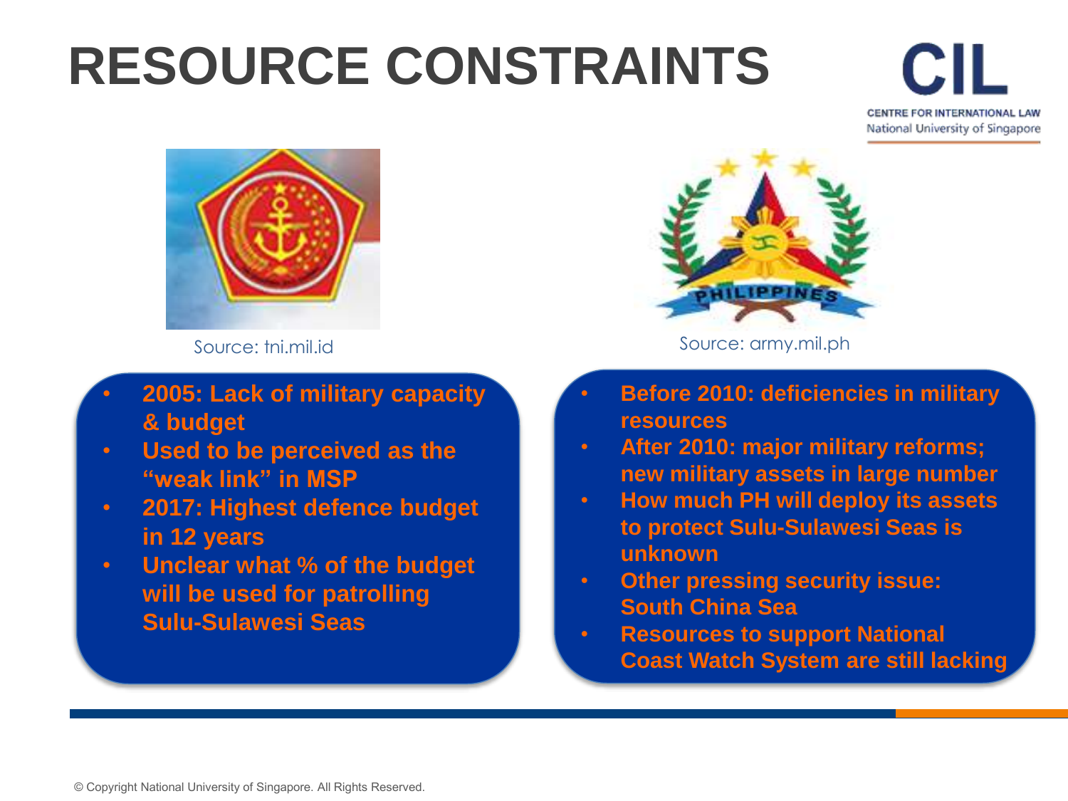# RESOURCE CONSTRAINTS

Source: tni.mil.id

- 2005: Lack of military capacity & budget
- Used to be perceived as the "weak link" in MSP
- 2017: Highest defence budget in 12 years
- Unclear what % of the budget will be used for patrolling Sulu-Sulawesi Seas

Source: army.mil.ph

- Before 2010: deficiencies in military resources
- After 2010: major military reforms; new military assets in large number
- How much PH will deploy its assets to protect Sulu-Sulawesi Seas is unknown
- Other pressing security issue: South China Sea
- Resources to support National Coast Watch System are still lacking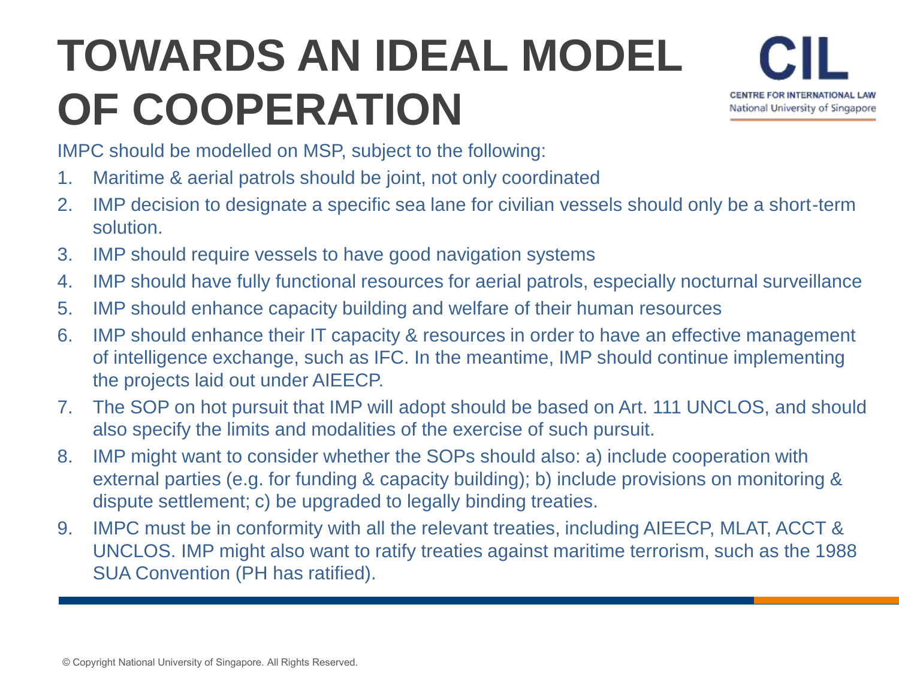# TOWARDS AN IDEAL MODEL OF COOPERATION

IMPC should be modelled on MSP, subject to the following:

1. Maritime & aerial patrols should be joint, not only coordinated
2. IMP decision to designate a specific sea lane for civilian vessels should only be a short-term solution.
3. IMP should require vessels to have good navigation systems
4. IMP should have fully functional resources for aerial patrols, especially nocturnal surveillance
5. IMP should enhance capacity building and welfare of their human resources
6. IMP should enhance their IT capacity & resources in order to have an effective management of intelligence exchange, such as IFC. In the meantime, IMP should continue implementing the projects laid out under AIEECP.
7. The SOP on hot pursuit that IMP will adopt should be based on Art. 111 UNCLOS, and should also specify the limits and modalities of the exercise of such pursuit.
8. IMP might want to consider whether the SOPs should also: a) include cooperation with external parties (e.g. for funding & capacity building); b) include provisions on monitoring & dispute settlement; c) be upgraded to legally binding treaties.
9. IMPC must be in conformity with all the relevant treaties, including AIEECP, MLAT, ACCT & UNCLOS. IMP might also want to ratify treaties against maritime terrorism, such as the 1988 SUA Convention (PH has ratified).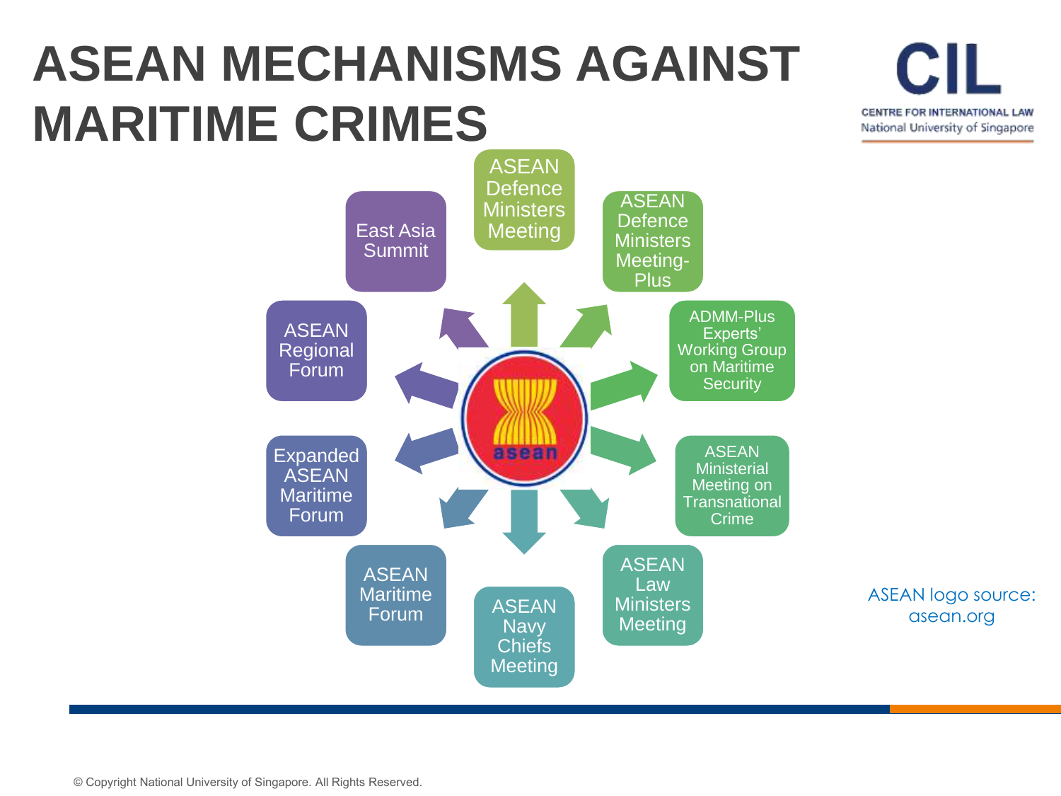# ASEAN MECHANISMS AGAINST MARITIME CRIMES

- ASEAN Defence Ministers Meeting
- ASEAN Defence Ministers Meeting-Plus
- ADMM-Plus Experts' Working Group on Maritime Security
- ASEAN Ministerial Meeting on Transnational Crime
- ASEAN Law Ministers Meeting
- ASEAN Navy Chiefs Meeting
- ASEAN Maritime Forum
- Expanded ASEAN Maritime Forum
- ASEAN Regional Forum
- East Asia Summit

ASEAN logo source: asean.org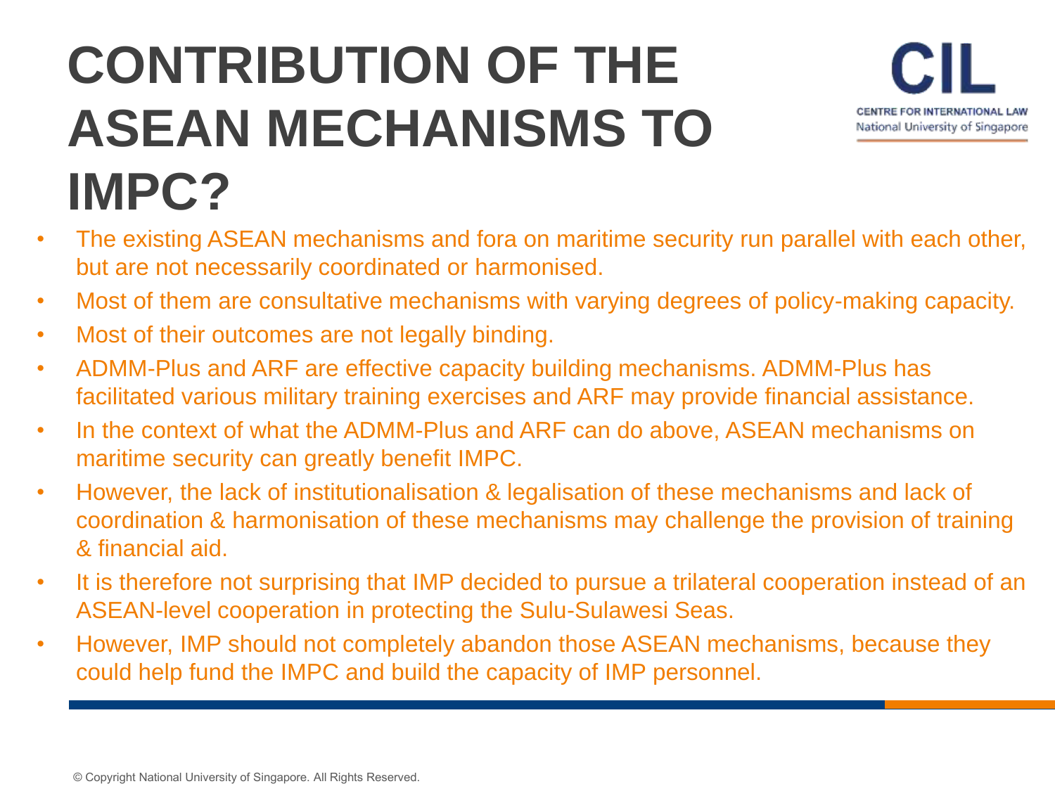# CONTRIBUTION OF THE ASEAN MECHANISMS TO IMPC?

- The existing ASEAN mechanisms and fora on maritime security run parallel with each other, but are not necessarily coordinated or harmonised.
- Most of them are consultative mechanisms with varying degrees of policy-making capacity.
- Most of their outcomes are not legally binding.
- ADMM-Plus and ARF are effective capacity building mechanisms. ADMM-Plus has facilitated various military training exercises and ARF may provide financial assistance.
- In the context of what the ADMM-Plus and ARF can do above, ASEAN mechanisms on maritime security can greatly benefit IMPC.
- However, the lack of institutionalisation & legalisation of these mechanisms and lack of coordination & harmonisation of these mechanisms may challenge the provision of training & financial aid.
- It is therefore not surprising that IMP decided to pursue a trilateral cooperation instead of an ASEAN-level cooperation in protecting the Sulu-Sulawesi Seas.
- However, IMP should not completely abandon those ASEAN mechanisms, because they could help fund the IMPC and build the capacity of IMP personnel.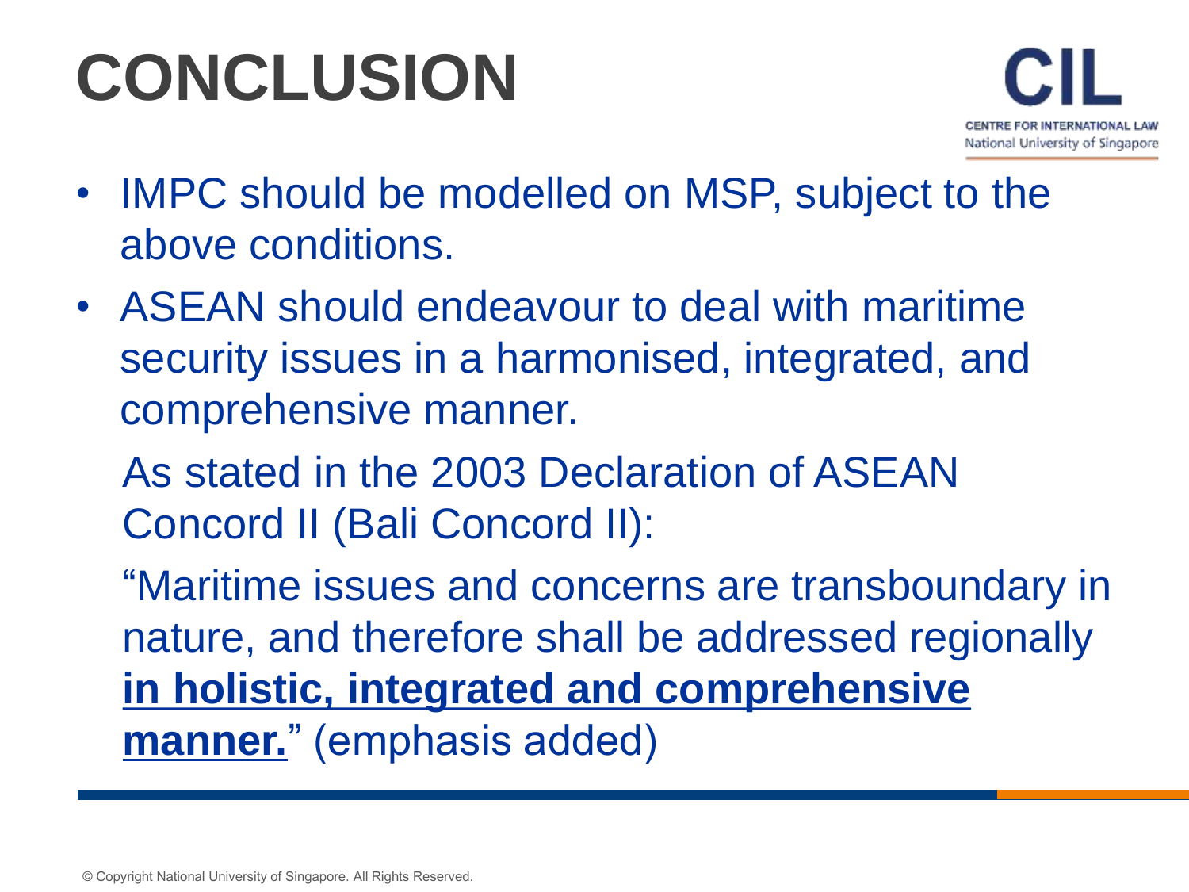# CONCLUSION

- IMPC should be modelled on MSP, subject to the above conditions.
- ASEAN should endeavour to deal with maritime security issues in a harmonised, integrated, and comprehensive manner.

  As stated in the 2003 Declaration of ASEAN Concord II (Bali Concord II):

  "Maritime issues and concerns are transboundary in nature, and therefore shall be addressed regionally **<u>in holistic, integrated and comprehensive manner.</u>**" (emphasis added)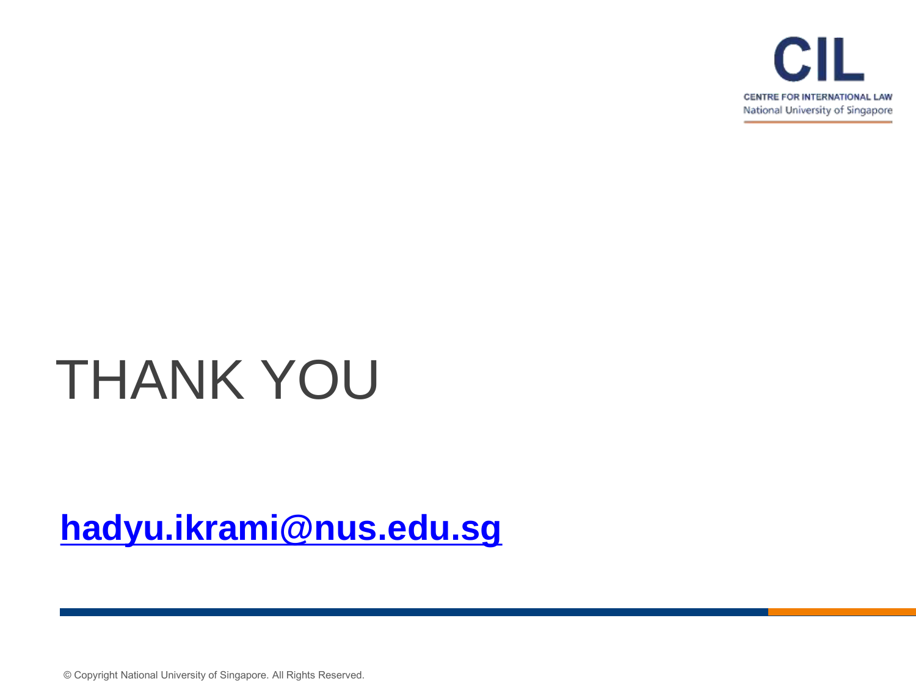CIL

CENTRE FOR INTERNATIONAL LAW
National University of Singapore

# THANK YOU

[hadyu.ikrami@nus.edu.sg](mailto:hadyu.ikrami@nus.edu.sg)

© Copyright National University of Singapore. All Rights Reserved.